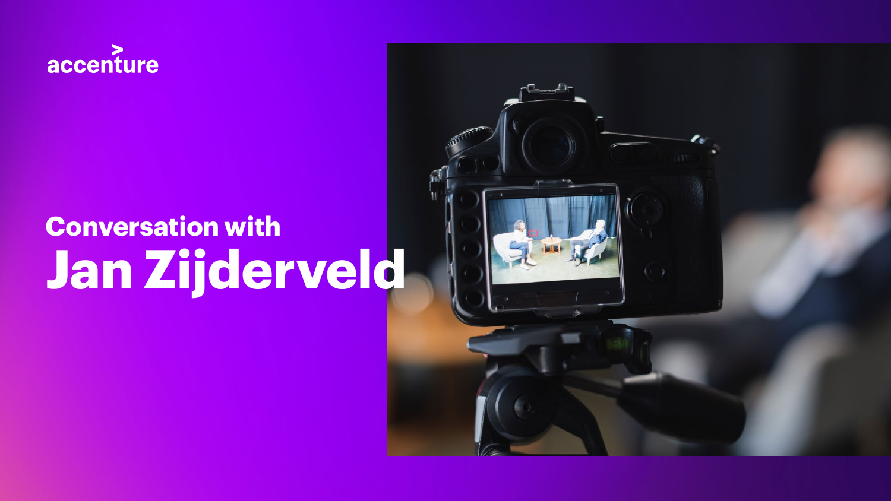accenture

# Conversation with Jan Zijderveld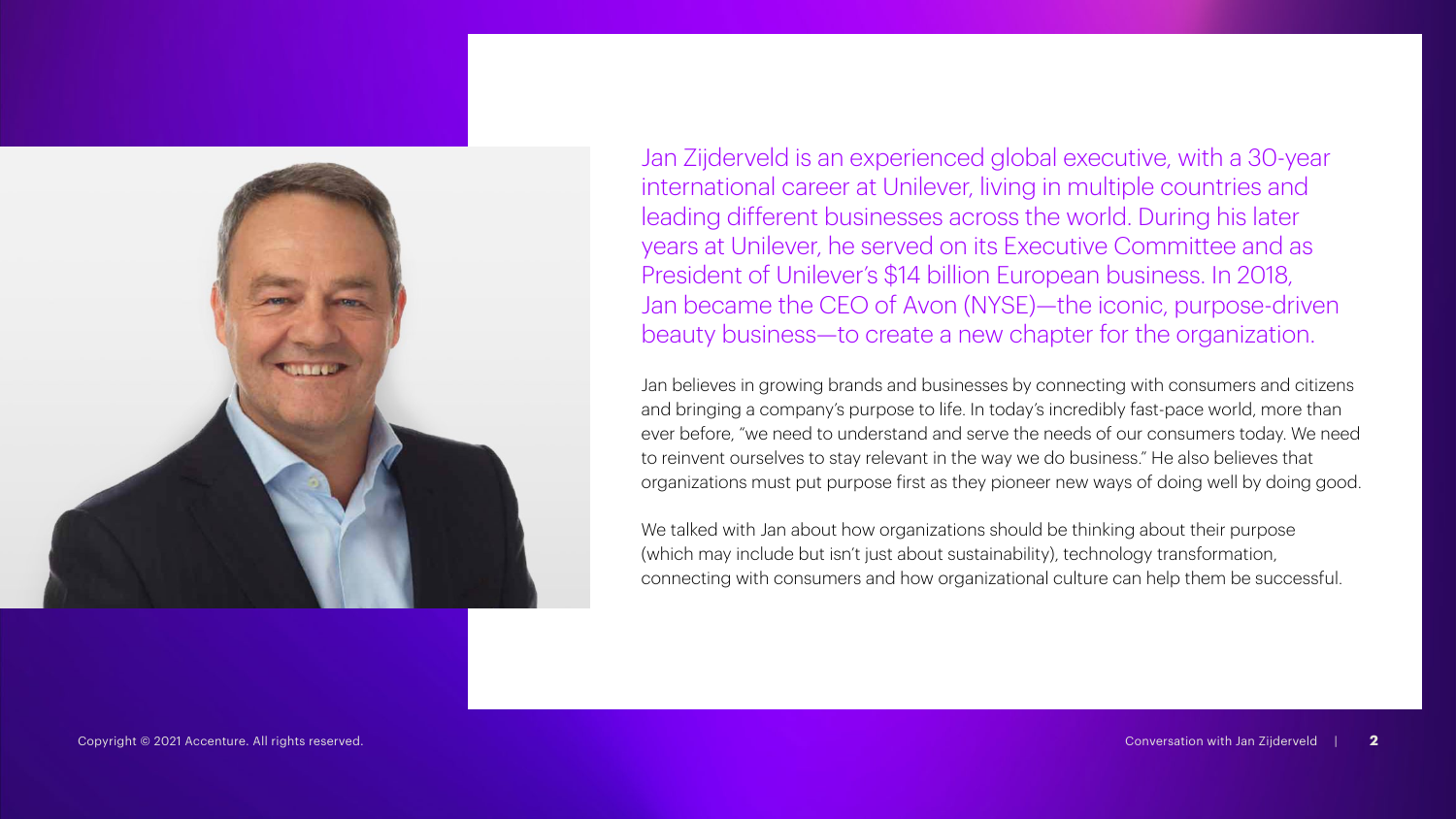Jan Zijderveld is an experienced global executive, with a 30-year international career at Unilever, living in multiple countries and leading different businesses across the world. During his later years at Unilever, he served on its Executive Committee and as President of Unilever's $14 billion European business. In 2018, Jan became the CEO of Avon (NYSE)—the iconic, purpose-driven beauty business—to create a new chapter for the organization.

Jan believes in growing brands and businesses by connecting with consumers and citizens and bringing a company's purpose to life. In today's incredibly fast-pace world, more than ever before, "we need to understand and serve the needs of our consumers today. We need to reinvent ourselves to stay relevant in the way we do business." He also believes that organizations must put purpose first as they pioneer new ways of doing well by doing good.

We talked with Jan about how organizations should be thinking about their purpose (which may include but isn't just about sustainability), technology transformation, connecting with consumers and how organizational culture can help them be successful.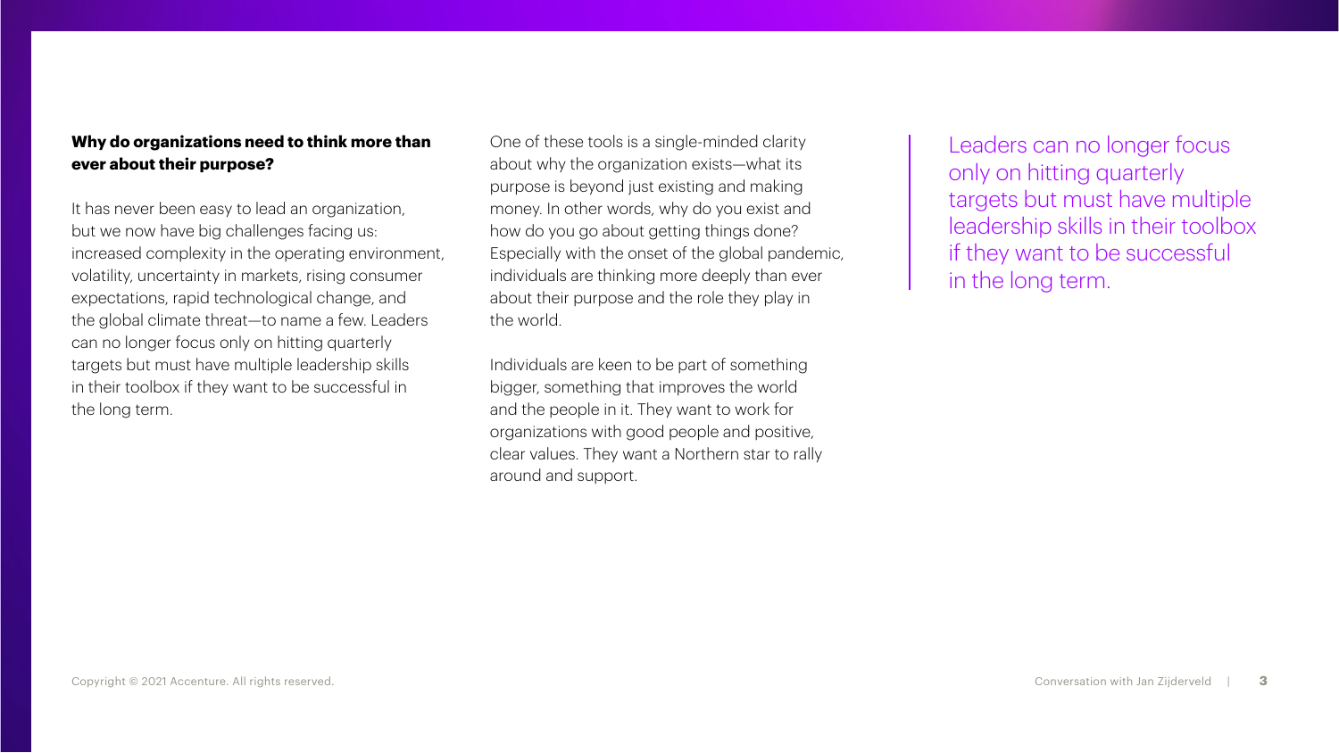**Why do organizations need to think more than ever about their purpose?**

It has never been easy to lead an organization, but we now have big challenges facing us: increased complexity in the operating environment, volatility, uncertainty in markets, rising consumer expectations, rapid technological change, and the global climate threat—to name a few. Leaders can no longer focus only on hitting quarterly targets but must have multiple leadership skills in their toolbox if they want to be successful in the long term.

One of these tools is a single-minded clarity about why the organization exists—what its purpose is beyond just existing and making money. In other words, why do you exist and how do you go about getting things done? Especially with the onset of the global pandemic, individuals are thinking more deeply than ever about their purpose and the role they play in the world.

Individuals are keen to be part of something bigger, something that improves the world and the people in it. They want to work for organizations with good people and positive, clear values. They want a Northern star to rally around and support.

> Leaders can no longer focus only on hitting quarterly targets but must have multiple leadership skills in their toolbox if they want to be successful in the long term.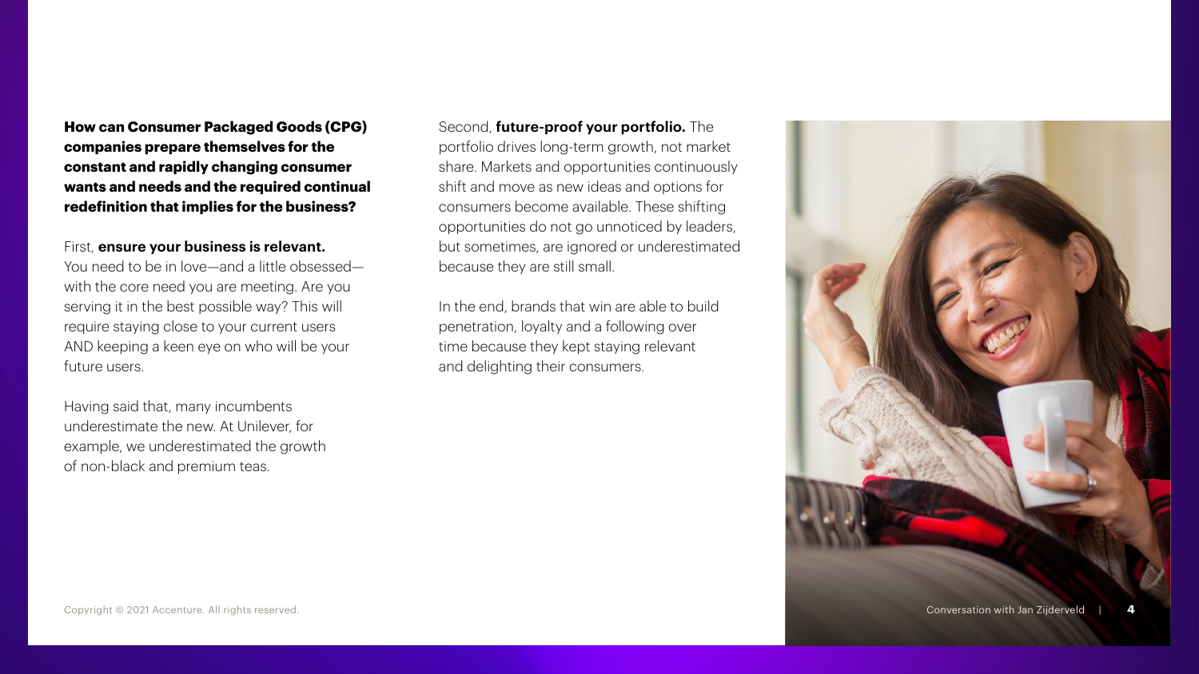**How can Consumer Packaged Goods (CPG) companies prepare themselves for the constant and rapidly changing consumer wants and needs and the required continual redefinition that implies for the business?**

First, **ensure your business is relevant.** You need to be in love—and a little obsessed—with the core need you are meeting. Are you serving it in the best possible way? This will require staying close to your current users AND keeping a keen eye on who will be your future users.

Having said that, many incumbents underestimate the new. At Unilever, for example, we underestimated the growth of non-black and premium teas.

Second, **future-proof your portfolio.** The portfolio drives long-term growth, not market share. Markets and opportunities continuously shift and move as new ideas and options for consumers become available. These shifting opportunities do not go unnoticed by leaders, but sometimes, are ignored or underestimated because they are still small.

In the end, brands that win are able to build penetration, loyalty and a following over time because they kept staying relevant and delighting their consumers.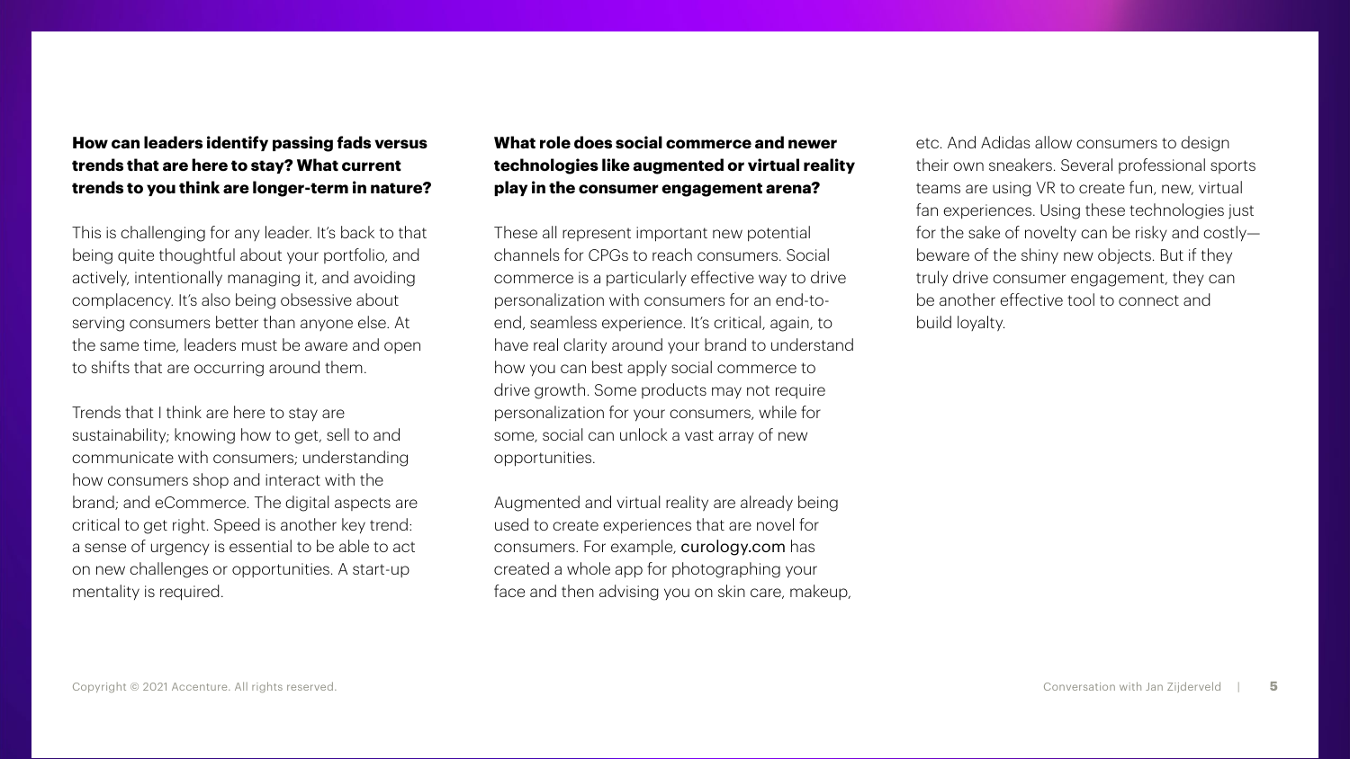**How can leaders identify passing fads versus trends that are here to stay? What current trends to you think are longer-term in nature?**

This is challenging for any leader. It's back to that being quite thoughtful about your portfolio, and actively, intentionally managing it, and avoiding complacency. It's also being obsessive about serving consumers better than anyone else. At the same time, leaders must be aware and open to shifts that are occurring around them.

Trends that I think are here to stay are sustainability; knowing how to get, sell to and communicate with consumers; understanding how consumers shop and interact with the brand; and eCommerce. The digital aspects are critical to get right. Speed is another key trend: a sense of urgency is essential to be able to act on new challenges or opportunities. A start-up mentality is required.

**What role does social commerce and newer technologies like augmented or virtual reality play in the consumer engagement arena?**

These all represent important new potential channels for CPGs to reach consumers. Social commerce is a particularly effective way to drive personalization with consumers for an end-to-end, seamless experience. It's critical, again, to have real clarity around your brand to understand how you can best apply social commerce to drive growth. Some products may not require personalization for your consumers, while for some, social can unlock a vast array of new opportunities.

Augmented and virtual reality are already being used to create experiences that are novel for consumers. For example, curology.com has created a whole app for photographing your face and then advising you on skin care, makeup, etc. And Adidas allow consumers to design their own sneakers. Several professional sports teams are using VR to create fun, new, virtual fan experiences. Using these technologies just for the sake of novelty can be risky and costly—beware of the shiny new objects. But if they truly drive consumer engagement, they can be another effective tool to connect and build loyalty.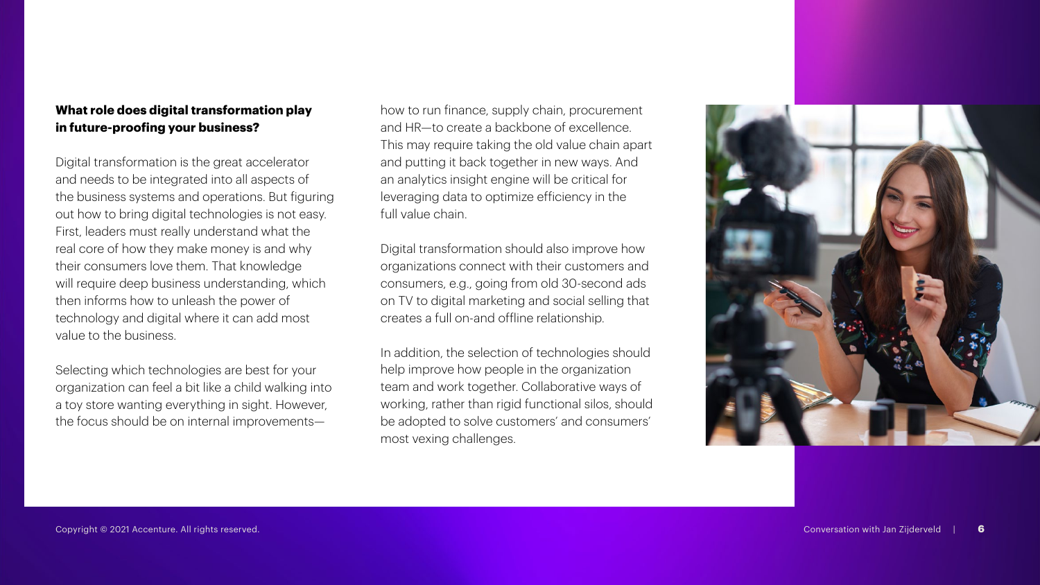**What role does digital transformation play in future-proofing your business?**

Digital transformation is the great accelerator and needs to be integrated into all aspects of the business systems and operations. But figuring out how to bring digital technologies is not easy. First, leaders must really understand what the real core of how they make money is and why their consumers love them. That knowledge will require deep business understanding, which then informs how to unleash the power of technology and digital where it can add most value to the business.

Selecting which technologies are best for your organization can feel a bit like a child walking into a toy store wanting everything in sight. However, the focus should be on internal improvements—how to run finance, supply chain, procurement and HR—to create a backbone of excellence. This may require taking the old value chain apart and putting it back together in new ways. And an analytics insight engine will be critical for leveraging data to optimize efficiency in the full value chain.

Digital transformation should also improve how organizations connect with their customers and consumers, e.g., going from old 30-second ads on TV to digital marketing and social selling that creates a full on-and offline relationship.

In addition, the selection of technologies should help improve how people in the organization team and work together. Collaborative ways of working, rather than rigid functional silos, should be adopted to solve customers' and consumers' most vexing challenges.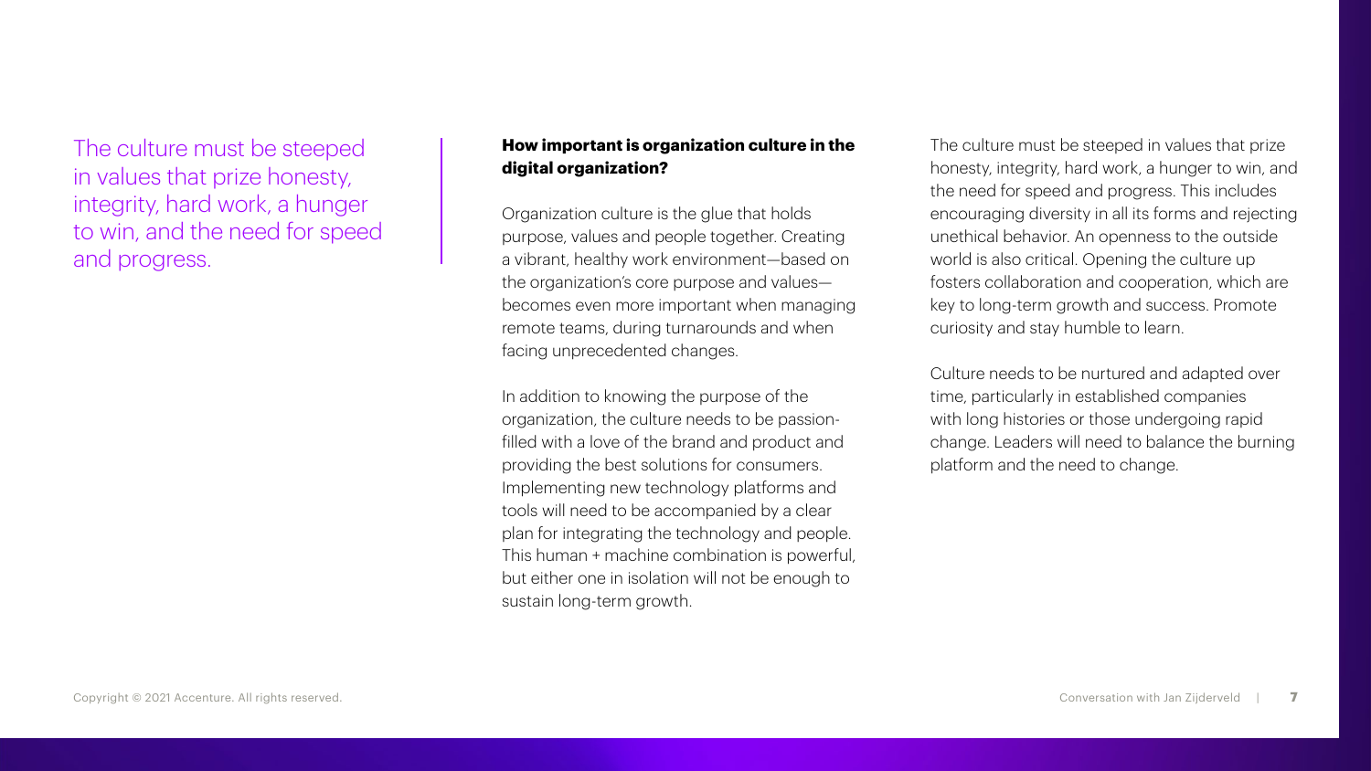> The culture must be steeped in values that prize honesty, integrity, hard work, a hunger to win, and the need for speed and progress.

**How important is organization culture in the digital organization?**

Organization culture is the glue that holds purpose, values and people together. Creating a vibrant, healthy work environment—based on the organization's core purpose and values—becomes even more important when managing remote teams, during turnarounds and when facing unprecedented changes.

In addition to knowing the purpose of the organization, the culture needs to be passion-filled with a love of the brand and product and providing the best solutions for consumers. Implementing new technology platforms and tools will need to be accompanied by a clear plan for integrating the technology and people. This human + machine combination is powerful, but either one in isolation will not be enough to sustain long-term growth.

The culture must be steeped in values that prize honesty, integrity, hard work, a hunger to win, and the need for speed and progress. This includes encouraging diversity in all its forms and rejecting unethical behavior. An openness to the outside world is also critical. Opening the culture up fosters collaboration and cooperation, which are key to long-term growth and success. Promote curiosity and stay humble to learn.

Culture needs to be nurtured and adapted over time, particularly in established companies with long histories or those undergoing rapid change. Leaders will need to balance the burning platform and the need to change.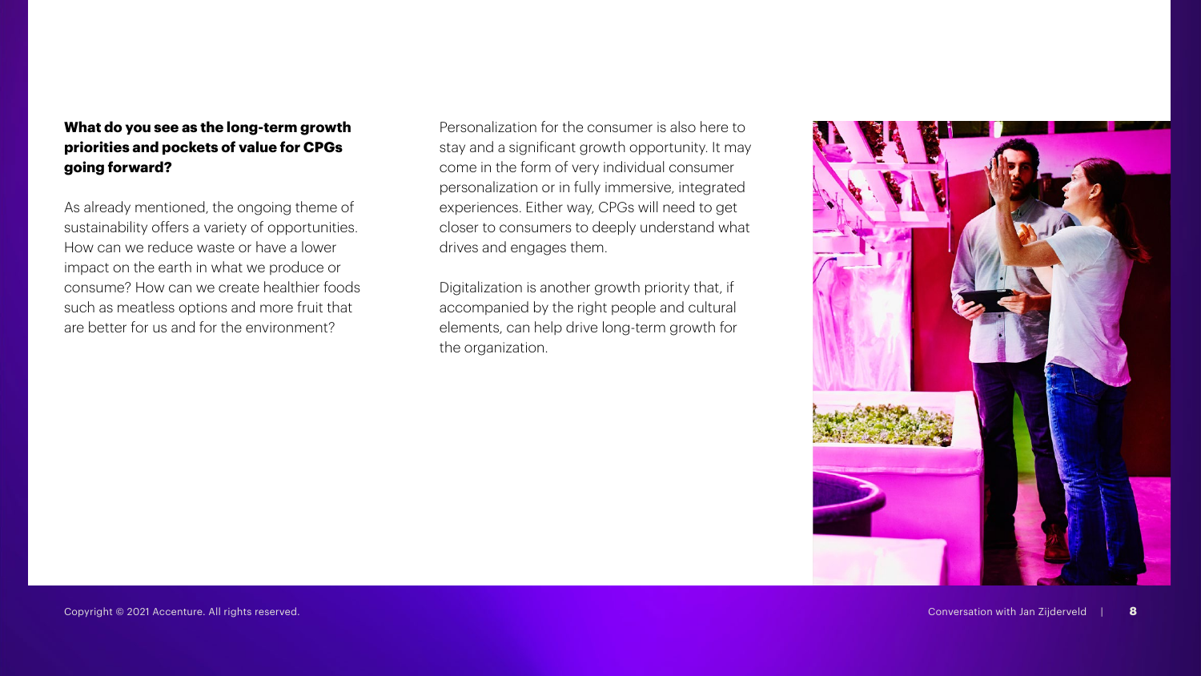**What do you see as the long-term growth priorities and pockets of value for CPGs going forward?**

As already mentioned, the ongoing theme of sustainability offers a variety of opportunities. How can we reduce waste or have a lower impact on the earth in what we produce or consume? How can we create healthier foods such as meatless options and more fruit that are better for us and for the environment?

Personalization for the consumer is also here to stay and a significant growth opportunity. It may come in the form of very individual consumer personalization or in fully immersive, integrated experiences. Either way, CPGs will need to get closer to consumers to deeply understand what drives and engages them.

Digitalization is another growth priority that, if accompanied by the right people and cultural elements, can help drive long-term growth for the organization.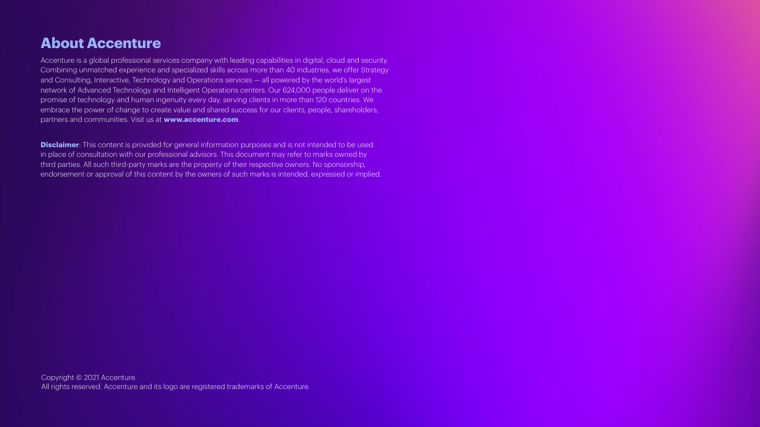## About Accenture

Accenture is a global professional services company with leading capabilities in digital, cloud and security. Combining unmatched experience and specialized skills across more than 40 industries, we offer Strategy and Consulting, Interactive, Technology and Operations services — all powered by the world's largest network of Advanced Technology and Intelligent Operations centers. Our 624,000 people deliver on the promise of technology and human ingenuity every day, serving clients in more than 120 countries. We embrace the power of change to create value and shared success for our clients, people, shareholders, partners and communities. Visit us at **www.accenture.com**.

**Disclaimer**: This content is provided for general information purposes and is not intended to be used in place of consultation with our professional advisors. This document may refer to marks owned by third parties. All such third-party marks are the property of their respective owners. No sponsorship, endorsement or approval of this content by the owners of such marks is intended, expressed or implied.

Copyright © 2021 Accenture.
All rights reserved. Accenture and its logo are registered trademarks of Accenture.